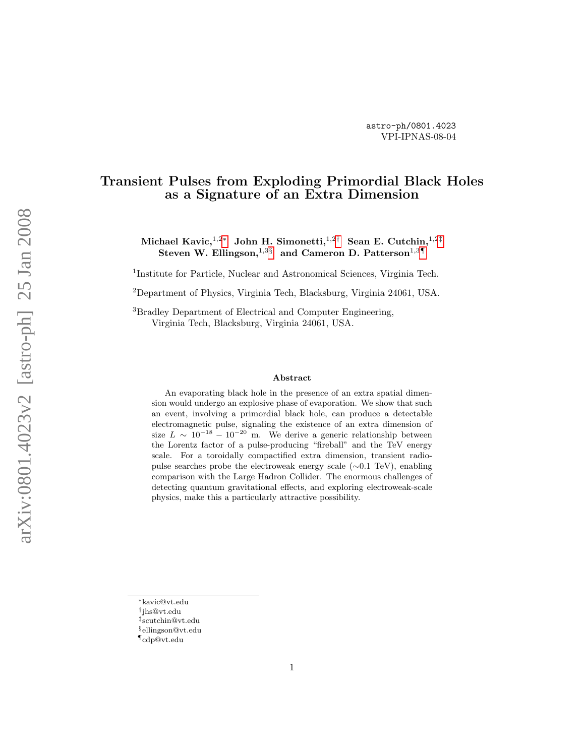astro-ph/0801.4023
VPI-IPNAS-08-04

# Transient Pulses from Exploding Primordial Black Holes as a Signature of an Extra Dimension

**Michael Kavic,**[1,2*] **John H. Simonetti,**[1,2†] **Sean E. Cutchin,**[1,2‡] **Steven W. Ellingson,**[1,3§] **and Cameron D. Patterson**[1,3¶]

[1]Institute for Particle, Nuclear and Astronomical Sciences, Virginia Tech.

[2]Department of Physics, Virginia Tech, Blacksburg, Virginia 24061, USA.

[3]Bradley Department of Electrical and Computer Engineering, Virginia Tech, Blacksburg, Virginia 24061, USA.

### Abstract

An evaporating black hole in the presence of an extra spatial dimension would undergo an explosive phase of evaporation. We show that such an event, involving a primordial black hole, can produce a detectable electromagnetic pulse, signaling the existence of an extra dimension of size $L \sim 10^{-18} - 10^{-20}$ m. We derive a generic relationship between the Lorentz factor of a pulse-producing "fireball" and the TeV energy scale. For a toroidally compactified extra dimension, transient radio-pulse searches probe the electroweak energy scale (~0.1 TeV), enabling comparison with the Large Hadron Collider. The enormous challenges of detecting quantum gravitational effects, and exploring electroweak-scale physics, make this a particularly attractive possibility.

---

*kavic@vt.edu
†jhs@vt.edu
‡scutchin@vt.edu
§ellingson@vt.edu
¶cdp@vt.edu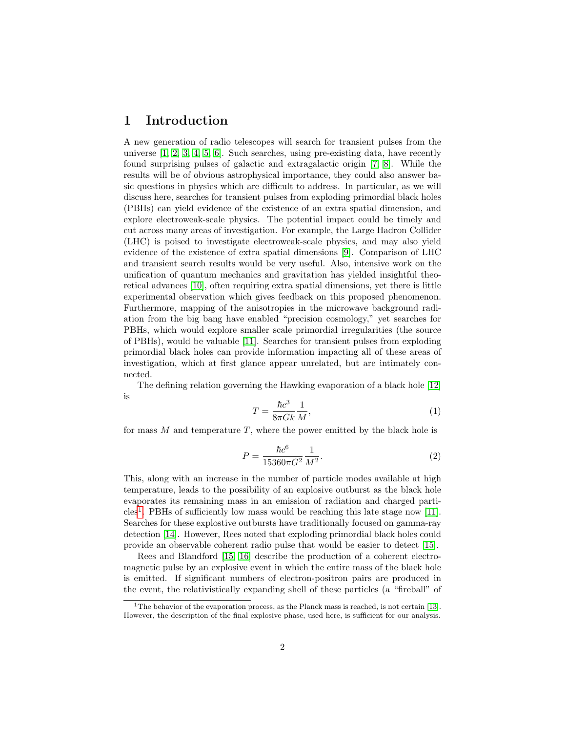# 1 Introduction

A new generation of radio telescopes will search for transient pulses from the universe [1, 2, 3, 4, 5, 6]. Such searches, using pre-existing data, have recently found surprising pulses of galactic and extragalactic origin [7, 8]. While the results will be of obvious astrophysical importance, they could also answer basic questions in physics which are difficult to address. In particular, as we will discuss here, searches for transient pulses from exploding primordial black holes (PBHs) can yield evidence of the existence of an extra spatial dimension, and explore electroweak-scale physics. The potential impact could be timely and cut across many areas of investigation. For example, the Large Hadron Collider (LHC) is poised to investigate electroweak-scale physics, and may also yield evidence of the existence of extra spatial dimensions [9]. Comparison of LHC and transient search results would be very useful. Also, intensive work on the unification of quantum mechanics and gravitation has yielded insightful theoretical advances [10], often requiring extra spatial dimensions, yet there is little experimental observation which gives feedback on this proposed phenomenon. Furthermore, mapping of the anisotropies in the microwave background radiation from the big bang have enabled "precision cosmology," yet searches for PBHs, which would explore smaller scale primordial irregularities (the source of PBHs), would be valuable [11]. Searches for transient pulses from exploding primordial black holes can provide information impacting all of these areas of investigation, which at first glance appear unrelated, but are intimately connected.

The defining relation governing the Hawking evaporation of a black hole [12] is

$$T = \frac{\hbar c^3}{8\pi G k}\frac{1}{M}, \tag{1}$$

for mass $M$ and temperature $T$, where the power emitted by the black hole is

$$P = \frac{\hbar c^6}{15360\pi G^2}\frac{1}{M^2}. \tag{2}$$

This, along with an increase in the number of particle modes available at high temperature, leads to the possibility of an explosive outburst as the black hole evaporates its remaining mass in an emission of radiation and charged particles[1]. PBHs of sufficiently low mass would be reaching this late stage now [11]. Searches for these explostive outbursts have traditionally focused on gamma-ray detection [14]. However, Rees noted that exploding primordial black holes could provide an observable coherent radio pulse that would be easier to detect [15].

Rees and Blandford [15, 16] describe the production of a coherent electromagnetic pulse by an explosive event in which the entire mass of the black hole is emitted. If significant numbers of electron-positron pairs are produced in the event, the relativistically expanding shell of these particles (a "fireball" of

[1] The behavior of the evaporation process, as the Planck mass is reached, is not certain [13]. However, the description of the final explosive phase, used here, is sufficient for our analysis.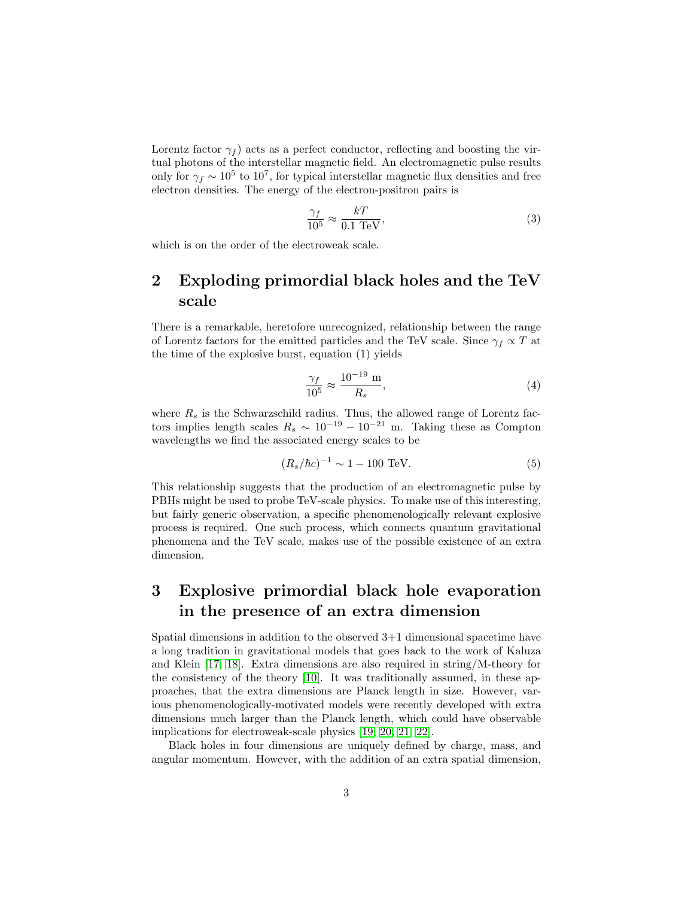Lorentz factor $\gamma_f$) acts as a perfect conductor, reflecting and boosting the virtual photons of the interstellar magnetic field. An electromagnetic pulse results only for $\gamma_f \sim 10^5$ to $10^7$, for typical interstellar magnetic flux densities and free electron densities. The energy of the electron-positron pairs is

$$\frac{\gamma_f}{10^5} \approx \frac{kT}{0.1 \text{ TeV}}, \tag{3}$$

which is on the order of the electroweak scale.

## 2 Exploding primordial black holes and the TeV scale

There is a remarkable, heretofore unrecognized, relationship between the range of Lorentz factors for the emitted particles and the TeV scale. Since $\gamma_f \propto T$ at the time of the explosive burst, equation (1) yields

$$\frac{\gamma_f}{10^5} \approx \frac{10^{-19} \text{ m}}{R_s}, \tag{4}$$

where $R_s$ is the Schwarzschild radius. Thus, the allowed range of Lorentz factors implies length scales $R_s \sim 10^{-19} - 10^{-21}$ m. Taking these as Compton wavelengths we find the associated energy scales to be

$$(R_s/\hbar c)^{-1} \sim 1 - 100 \text{ TeV}. \tag{5}$$

This relationship suggests that the production of an electromagnetic pulse by PBHs might be used to probe TeV-scale physics. To make use of this interesting, but fairly generic observation, a specific phenomenologically relevant explosive process is required. One such process, which connects quantum gravitational phenomena and the TeV scale, makes use of the possible existence of an extra dimension.

## 3 Explosive primordial black hole evaporation in the presence of an extra dimension

Spatial dimensions in addition to the observed 3+1 dimensional spacetime have a long tradition in gravitational models that goes back to the work of Kaluza and Klein [17, 18]. Extra dimensions are also required in string/M-theory for the consistency of the theory [10]. It was traditionally assumed, in these approaches, that the extra dimensions are Planck length in size. However, various phenomenologically-motivated models were recently developed with extra dimensions much larger than the Planck length, which could have observable implications for electroweak-scale physics [19, 20, 21, 22].

Black holes in four dimensions are uniquely defined by charge, mass, and angular momentum. However, with the addition of an extra spatial dimension,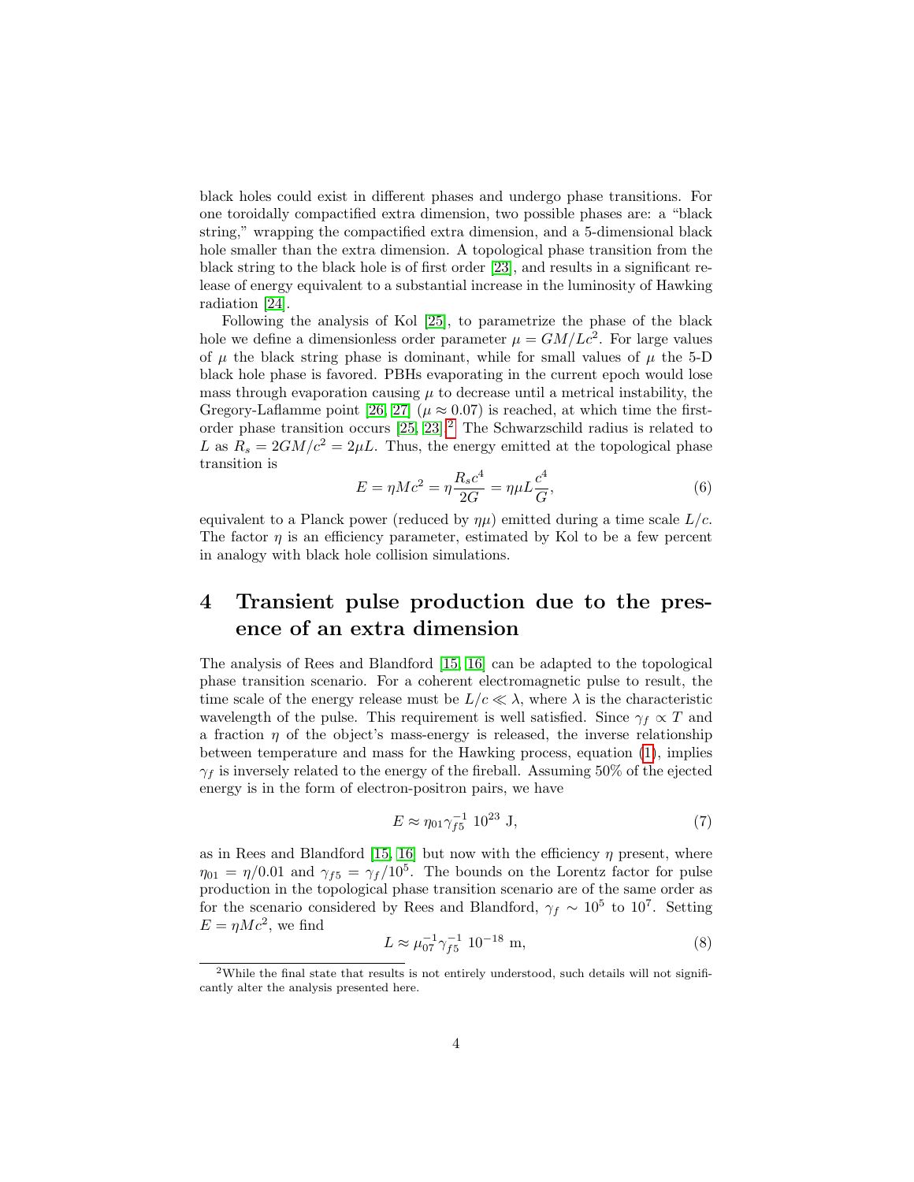black holes could exist in different phases and undergo phase transitions. For one toroidally compactified extra dimension, two possible phases are: a "black string," wrapping the compactified extra dimension, and a 5-dimensional black hole smaller than the extra dimension. A topological phase transition from the black string to the black hole is of first order [23], and results in a significant release of energy equivalent to a substantial increase in the luminosity of Hawking radiation [24].

Following the analysis of Kol [25], to parametrize the phase of the black hole we define a dimensionless order parameter $\mu = GM/Lc^2$. For large values of $\mu$ the black string phase is dominant, while for small values of $\mu$ the 5-D black hole phase is favored. PBHs evaporating in the current epoch would lose mass through evaporation causing $\mu$ to decrease until a metrical instability, the Gregory-Laflamme point [26, 27] ($\mu \approx 0.07$) is reached, at which time the first-order phase transition occurs [25, 23].[2] The Schwarzschild radius is related to $L$ as $R_s = 2GM/c^2 = 2\mu L$. Thus, the energy emitted at the topological phase transition is

$$E = \eta M c^2 = \eta \frac{R_s c^4}{2G} = \eta \mu L \frac{c^4}{G}, \tag{6}$$

equivalent to a Planck power (reduced by $\eta\mu$) emitted during a time scale $L/c$. The factor $\eta$ is an efficiency parameter, estimated by Kol to be a few percent in analogy with black hole collision simulations.

# 4 Transient pulse production due to the presence of an extra dimension

The analysis of Rees and Blandford [15, 16] can be adapted to the topological phase transition scenario. For a coherent electromagnetic pulse to result, the time scale of the energy release must be $L/c \ll \lambda$, where $\lambda$ is the characteristic wavelength of the pulse. This requirement is well satisfied. Since $\gamma_f \propto T$ and a fraction $\eta$ of the object's mass-energy is released, the inverse relationship between temperature and mass for the Hawking process, equation (1), implies $\gamma_f$ is inversely related to the energy of the fireball. Assuming 50% of the ejected energy is in the form of electron-positron pairs, we have

$$E \approx \eta_{01} \gamma_{f5}^{-1} \; 10^{23} \text{ J}, \tag{7}$$

as in Rees and Blandford [15, 16] but now with the efficiency $\eta$ present, where $\eta_{01} = \eta/0.01$ and $\gamma_{f5} = \gamma_f/10^5$. The bounds on the Lorentz factor for pulse production in the topological phase transition scenario are of the same order as for the scenario considered by Rees and Blandford, $\gamma_f \sim 10^5$ to $10^7$. Setting $E = \eta M c^2$, we find

$$L \approx \mu_{07}^{-1} \gamma_{f5}^{-1} \; 10^{-18} \text{ m}, \tag{8}$$

[2] While the final state that results is not entirely understood, such details will not significantly alter the analysis presented here.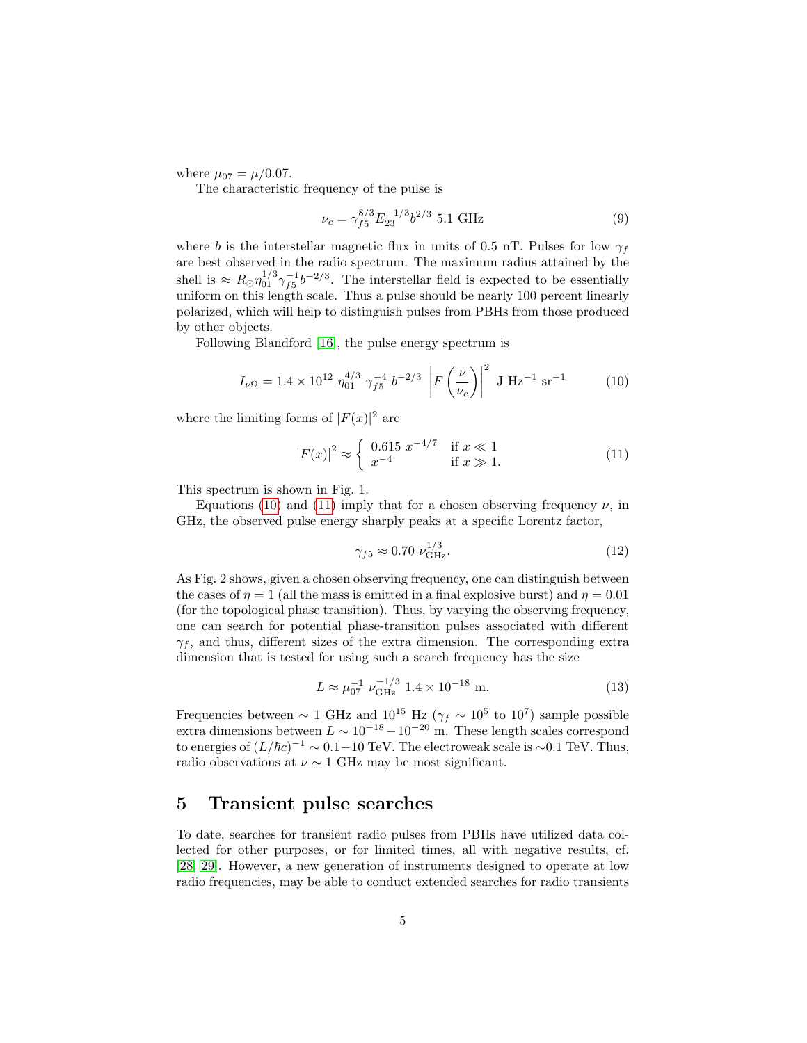where $\mu_{07} = \mu/0.07$.

The characteristic frequency of the pulse is

$$\nu_c = \gamma_{f5}^{8/3} E_{23}^{-1/3} b^{2/3} \ 5.1 \text{ GHz} \tag{9}$$

where $b$ is the interstellar magnetic flux in units of 0.5 nT. Pulses for low $\gamma_f$ are best observed in the radio spectrum. The maximum radius attained by the shell is $\approx R_\odot \eta_{01}^{1/3} \gamma_{f5}^{-1} b^{-2/3}$. The interstellar field is expected to be essentially uniform on this length scale. Thus a pulse should be nearly 100 percent linearly polarized, which will help to distinguish pulses from PBHs from those produced by other objects.

Following Blandford [16], the pulse energy spectrum is

$$I_{\nu\Omega} = 1.4 \times 10^{12} \ \eta_{01}^{4/3} \ \gamma_{f5}^{-4} \ b^{-2/3} \ \left| F\left(\frac{\nu}{\nu_c}\right)\right|^2 \text{ J Hz}^{-1} \text{ sr}^{-1} \tag{10}$$

where the limiting forms of $|F(x)|^2$ are

$$|F(x)|^2 \approx \begin{cases} 0.615 \ x^{-4/7} & \text{if } x \ll 1 \\ x^{-4} & \text{if } x \gg 1. \end{cases} \tag{11}$$

This spectrum is shown in Fig. 1.

Equations (10) and (11) imply that for a chosen observing frequency $\nu$, in GHz, the observed pulse energy sharply peaks at a specific Lorentz factor,

$$\gamma_{f5} \approx 0.70 \ \nu_{\text{GHz}}^{1/3}. \tag{12}$$

As Fig. 2 shows, given a chosen observing frequency, one can distinguish between the cases of $\eta = 1$ (all the mass is emitted in a final explosive burst) and $\eta = 0.01$ (for the topological phase transition). Thus, by varying the observing frequency, one can search for potential phase-transition pulses associated with different $\gamma_f$, and thus, different sizes of the extra dimension. The corresponding extra dimension that is tested for using such a search frequency has the size

$$L \approx \mu_{07}^{-1} \ \nu_{\text{GHz}}^{-1/3} \ 1.4 \times 10^{-18} \text{ m}. \tag{13}$$

Frequencies between $\sim 1$ GHz and $10^{15}$ Hz ($\gamma_f \sim 10^5$ to $10^7$) sample possible extra dimensions between $L \sim 10^{-18} - 10^{-20}$ m. These length scales correspond to energies of $(L/\hbar c)^{-1} \sim 0.1 - 10$ TeV. The electroweak scale is $\sim$0.1 TeV. Thus, radio observations at $\nu \sim 1$ GHz may be most significant.

## 5 Transient pulse searches

To date, searches for transient radio pulses from PBHs have utilized data collected for other purposes, or for limited times, all with negative results, cf. [28, 29]. However, a new generation of instruments designed to operate at low radio frequencies, may be able to conduct extended searches for radio transients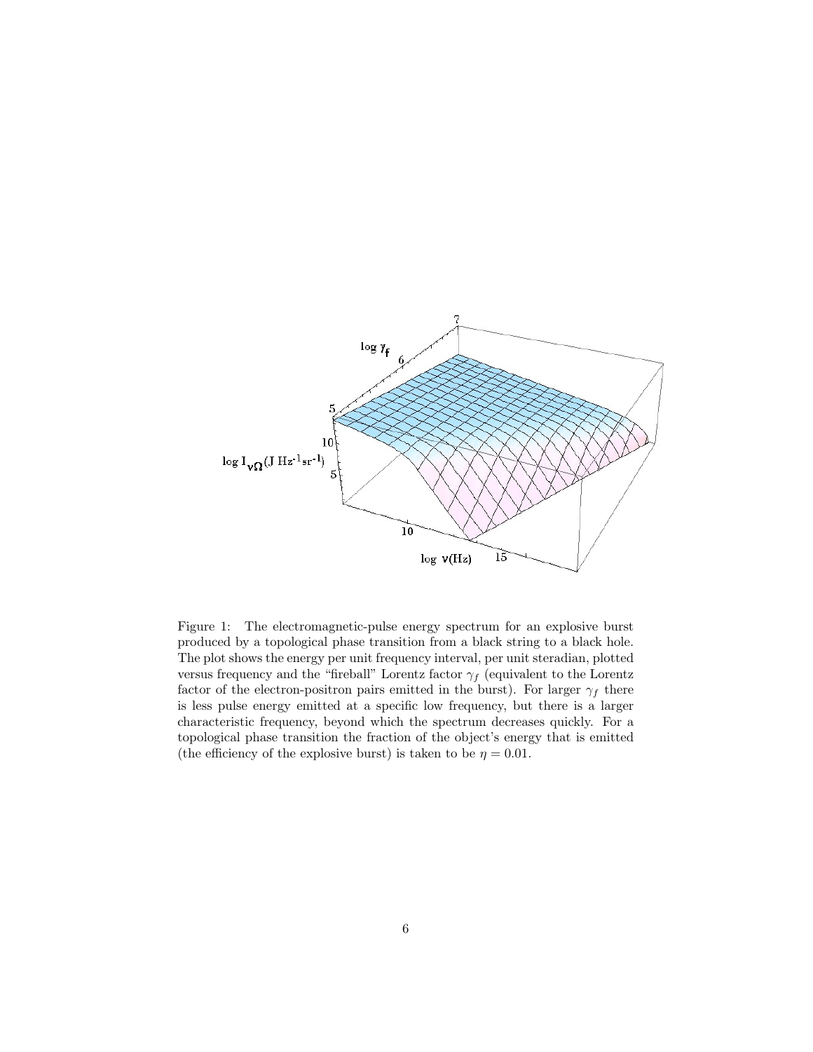Figure 1: The electromagnetic-pulse energy spectrum for an explosive burst produced by a topological phase transition from a black string to a black hole. The plot shows the energy per unit frequency interval, per unit steradian, plotted versus frequency and the "fireball" Lorentz factor $\gamma_f$ (equivalent to the Lorentz factor of the electron-positron pairs emitted in the burst). For larger $\gamma_f$ there is less pulse energy emitted at a specific low frequency, but there is a larger characteristic frequency, beyond which the spectrum decreases quickly. For a topological phase transition the fraction of the object's energy that is emitted (the efficiency of the explosive burst) is taken to be $\eta = 0.01$.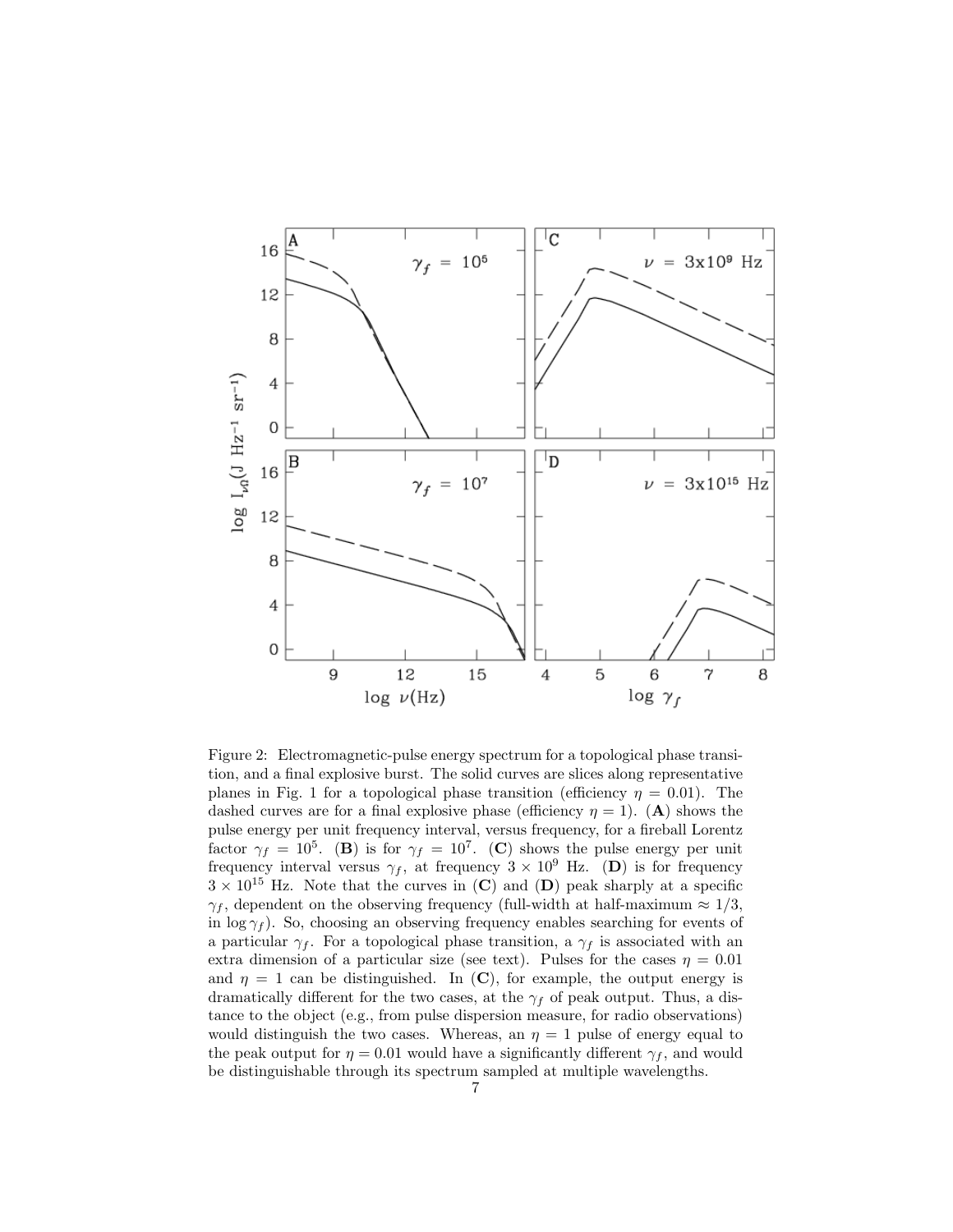Figure 2: Electromagnetic-pulse energy spectrum for a topological phase transition, and a final explosive burst. The solid curves are slices along representative planes in Fig. 1 for a topological phase transition (efficiency $\eta = 0.01$). The dashed curves are for a final explosive phase (efficiency $\eta = 1$). (**A**) shows the pulse energy per unit frequency interval, versus frequency, for a fireball Lorentz factor $\gamma_f = 10^5$. (**B**) is for $\gamma_f = 10^7$. (**C**) shows the pulse energy per unit frequency interval versus $\gamma_f$, at frequency $3 \times 10^9$ Hz. (**D**) is for frequency $3 \times 10^{15}$ Hz. Note that the curves in (**C**) and (**D**) peak sharply at a specific $\gamma_f$, dependent on the observing frequency (full-width at half-maximum $\approx 1/3$, in $\log \gamma_f$). So, choosing an observing frequency enables searching for events of a particular $\gamma_f$. For a topological phase transition, a $\gamma_f$ is associated with an extra dimension of a particular size (see text). Pulses for the cases $\eta = 0.01$ and $\eta = 1$ can be distinguished. In (**C**), for example, the output energy is dramatically different for the two cases, at the $\gamma_f$ of peak output. Thus, a distance to the object (e.g., from pulse dispersion measure, for radio observations) would distinguish the two cases. Whereas, an $\eta = 1$ pulse of energy equal to the peak output for $\eta = 0.01$ would have a significantly different $\gamma_f$, and would be distinguishable through its spectrum sampled at multiple wavelengths.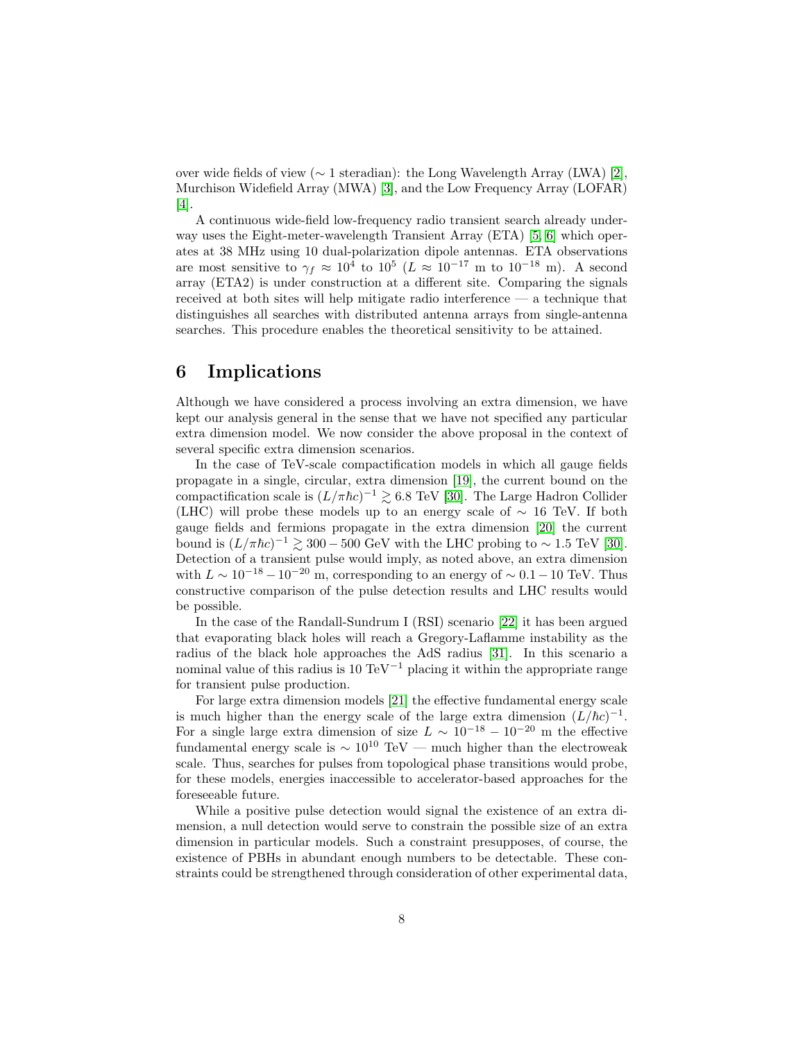over wide fields of view ($\sim 1$ steradian): the Long Wavelength Array (LWA) [2], Murchison Widefield Array (MWA) [3], and the Low Frequency Array (LOFAR) [4].

A continuous wide-field low-frequency radio transient search already underway uses the Eight-meter-wavelength Transient Array (ETA) [5, 6] which operates at 38 MHz using 10 dual-polarization dipole antennas. ETA observations are most sensitive to $\gamma_f \approx 10^4$ to $10^5$ ($L \approx 10^{-17}$ m to $10^{-18}$ m). A second array (ETA2) is under construction at a different site. Comparing the signals received at both sites will help mitigate radio interference — a technique that distinguishes all searches with distributed antenna arrays from single-antenna searches. This procedure enables the theoretical sensitivity to be attained.

# 6 Implications

Although we have considered a process involving an extra dimension, we have kept our analysis general in the sense that we have not specified any particular extra dimension model. We now consider the above proposal in the context of several specific extra dimension scenarios.

In the case of TeV-scale compactification models in which all gauge fields propagate in a single, circular, extra dimension [19], the current bound on the compactification scale is $(L/\pi\hbar c)^{-1} \gtrsim 6.8$ TeV [30]. The Large Hadron Collider (LHC) will probe these models up to an energy scale of $\sim 16$ TeV. If both gauge fields and fermions propagate in the extra dimension [20] the current bound is $(L/\pi\hbar c)^{-1} \gtrsim 300 - 500$ GeV with the LHC probing to $\sim 1.5$ TeV [30]. Detection of a transient pulse would imply, as noted above, an extra dimension with $L \sim 10^{-18} - 10^{-20}$ m, corresponding to an energy of $\sim 0.1 - 10$ TeV. Thus constructive comparison of the pulse detection results and LHC results would be possible.

In the case of the Randall-Sundrum I (RSI) scenario [22] it has been argued that evaporating black holes will reach a Gregory-Laflamme instability as the radius of the black hole approaches the AdS radius [31]. In this scenario a nominal value of this radius is 10 $\text{TeV}^{-1}$ placing it within the appropriate range for transient pulse production.

For large extra dimension models [21] the effective fundamental energy scale is much higher than the energy scale of the large extra dimension $(L/\hbar c)^{-1}$. For a single large extra dimension of size $L \sim 10^{-18} - 10^{-20}$ m the effective fundamental energy scale is $\sim 10^{10}$ TeV — much higher than the electroweak scale. Thus, searches for pulses from topological phase transitions would probe, for these models, energies inaccessible to accelerator-based approaches for the foreseeable future.

While a positive pulse detection would signal the existence of an extra dimension, a null detection would serve to constrain the possible size of an extra dimension in particular models. Such a constraint presupposes, of course, the existence of PBHs in abundant enough numbers to be detectable. These constraints could be strengthened through consideration of other experimental data,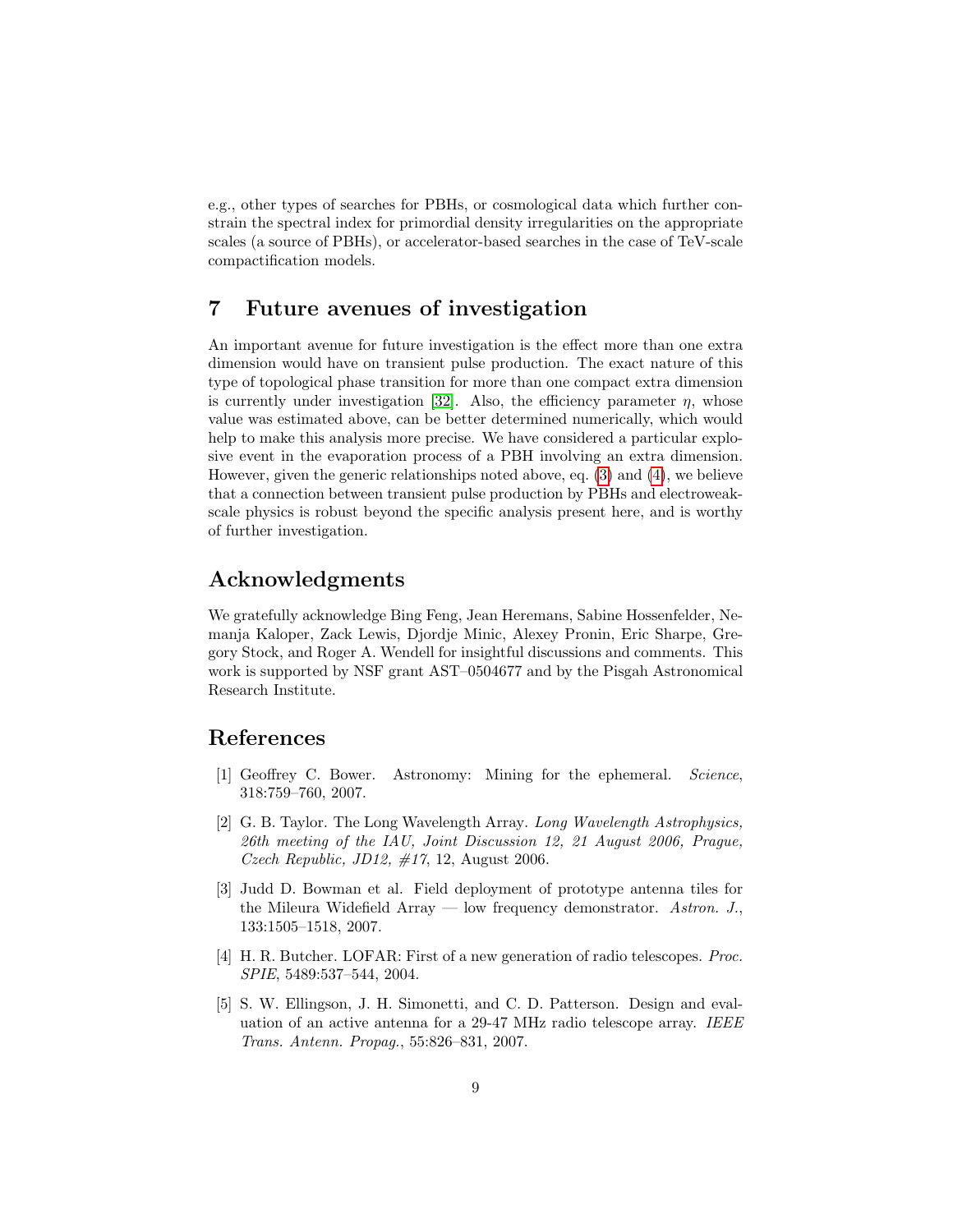e.g., other types of searches for PBHs, or cosmological data which further constrain the spectral index for primordial density irregularities on the appropriate scales (a source of PBHs), or accelerator-based searches in the case of TeV-scale compactification models.

## 7 Future avenues of investigation

An important avenue for future investigation is the effect more than one extra dimension would have on transient pulse production. The exact nature of this type of topological phase transition for more than one compact extra dimension is currently under investigation [32]. Also, the efficiency parameter $\eta$, whose value was estimated above, can be better determined numerically, which would help to make this analysis more precise. We have considered a particular explosive event in the evaporation process of a PBH involving an extra dimension. However, given the generic relationships noted above, eq. (3) and (4), we believe that a connection between transient pulse production by PBHs and electroweak-scale physics is robust beyond the specific analysis present here, and is worthy of further investigation.

## Acknowledgments

We gratefully acknowledge Bing Feng, Jean Heremans, Sabine Hossenfelder, Nemanja Kaloper, Zack Lewis, Djordje Minic, Alexey Pronin, Eric Sharpe, Gregory Stock, and Roger A. Wendell for insightful discussions and comments. This work is supported by NSF grant AST–0504677 and by the Pisgah Astronomical Research Institute.

## References

[1] Geoffrey C. Bower. Astronomy: Mining for the ephemeral. *Science*, 318:759–760, 2007.

[2] G. B. Taylor. The Long Wavelength Array. *Long Wavelength Astrophysics, 26th meeting of the IAU, Joint Discussion 12, 21 August 2006, Prague, Czech Republic, JD12, #17*, 12, August 2006.

[3] Judd D. Bowman et al. Field deployment of prototype antenna tiles for the Mileura Widefield Array — low frequency demonstrator. *Astron. J.*, 133:1505–1518, 2007.

[4] H. R. Butcher. LOFAR: First of a new generation of radio telescopes. *Proc. SPIE*, 5489:537–544, 2004.

[5] S. W. Ellingson, J. H. Simonetti, and C. D. Patterson. Design and evaluation of an active antenna for a 29-47 MHz radio telescope array. *IEEE Trans. Antenn. Propag.*, 55:826–831, 2007.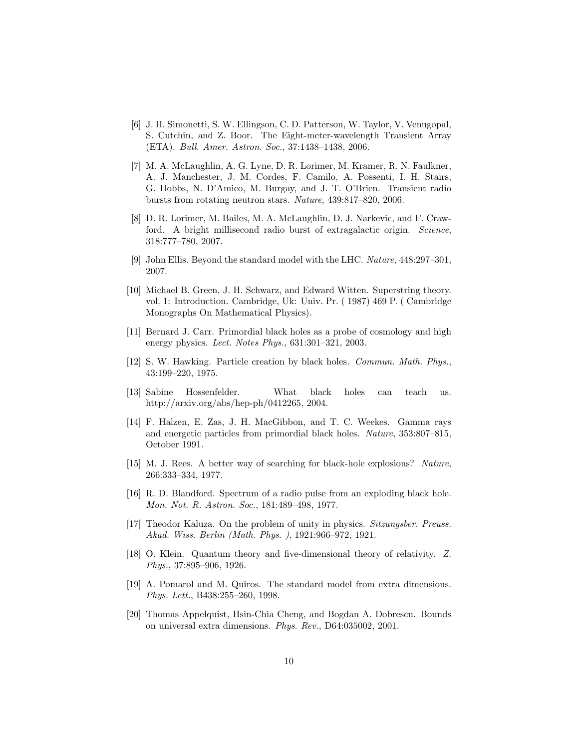[6] J. H. Simonetti, S. W. Ellingson, C. D. Patterson, W. Taylor, V. Venugopal, S. Cutchin, and Z. Boor. The Eight-meter-wavelength Transient Array (ETA). *Bull. Amer. Astron. Soc.*, 37:1438–1438, 2006.

[7] M. A. McLaughlin, A. G. Lyne, D. R. Lorimer, M. Kramer, R. N. Faulkner, A. J. Manchester, J. M. Cordes, F. Camilo, A. Possenti, I. H. Stairs, G. Hobbs, N. D'Amico, M. Burgay, and J. T. O'Brien. Transient radio bursts from rotating neutron stars. *Nature*, 439:817–820, 2006.

[8] D. R. Lorimer, M. Bailes, M. A. McLaughlin, D. J. Narkevic, and F. Crawford. A bright millisecond radio burst of extragalactic origin. *Science*, 318:777–780, 2007.

[9] John Ellis. Beyond the standard model with the LHC. *Nature*, 448:297–301, 2007.

[10] Michael B. Green, J. H. Schwarz, and Edward Witten. Superstring theory. vol. 1: Introduction. Cambridge, Uk: Univ. Pr. ( 1987) 469 P. ( Cambridge Monographs On Mathematical Physics).

[11] Bernard J. Carr. Primordial black holes as a probe of cosmology and high energy physics. *Lect. Notes Phys.*, 631:301–321, 2003.

[12] S. W. Hawking. Particle creation by black holes. *Commun. Math. Phys.*, 43:199–220, 1975.

[13] Sabine Hossenfelder. What black holes can teach us. http://arxiv.org/abs/hep-ph/0412265, 2004.

[14] F. Halzen, E. Zas, J. H. MacGibbon, and T. C. Weekes. Gamma rays and energetic particles from primordial black holes. *Nature*, 353:807–815, October 1991.

[15] M. J. Rees. A better way of searching for black-hole explosions? *Nature*, 266:333–334, 1977.

[16] R. D. Blandford. Spectrum of a radio pulse from an exploding black hole. *Mon. Not. R. Astron. Soc.*, 181:489–498, 1977.

[17] Theodor Kaluza. On the problem of unity in physics. *Sitzungsber. Preuss. Akad. Wiss. Berlin (Math. Phys. )*, 1921:966–972, 1921.

[18] O. Klein. Quantum theory and five-dimensional theory of relativity. *Z. Phys.*, 37:895–906, 1926.

[19] A. Pomarol and M. Quiros. The standard model from extra dimensions. *Phys. Lett.*, B438:255–260, 1998.

[20] Thomas Appelquist, Hsin-Chia Cheng, and Bogdan A. Dobrescu. Bounds on universal extra dimensions. *Phys. Rev.*, D64:035002, 2001.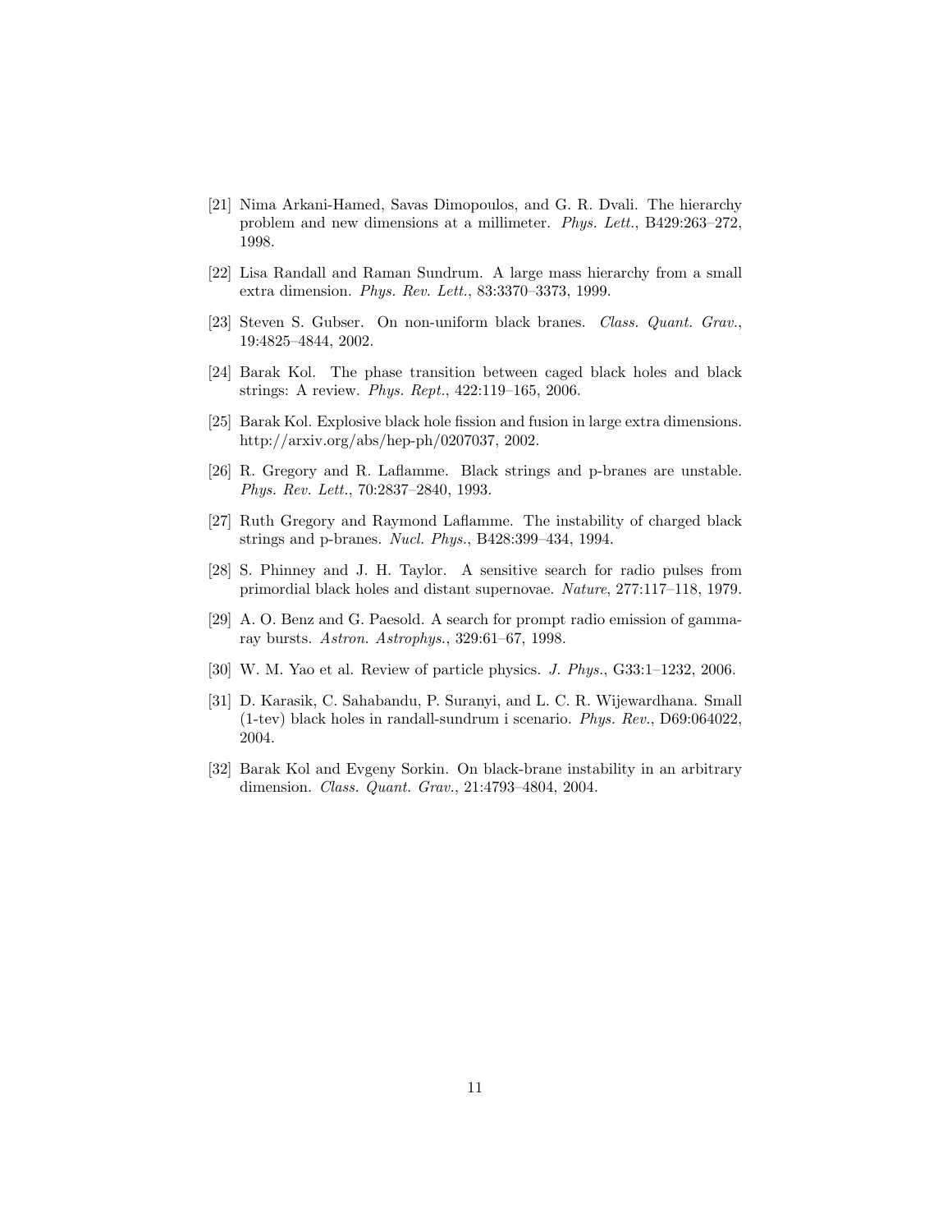[21] Nima Arkani-Hamed, Savas Dimopoulos, and G. R. Dvali. The hierarchy problem and new dimensions at a millimeter. *Phys. Lett.*, B429:263–272, 1998.

[22] Lisa Randall and Raman Sundrum. A large mass hierarchy from a small extra dimension. *Phys. Rev. Lett.*, 83:3370–3373, 1999.

[23] Steven S. Gubser. On non-uniform black branes. *Class. Quant. Grav.*, 19:4825–4844, 2002.

[24] Barak Kol. The phase transition between caged black holes and black strings: A review. *Phys. Rept.*, 422:119–165, 2006.

[25] Barak Kol. Explosive black hole fission and fusion in large extra dimensions. http://arxiv.org/abs/hep-ph/0207037, 2002.

[26] R. Gregory and R. Laflamme. Black strings and p-branes are unstable. *Phys. Rev. Lett.*, 70:2837–2840, 1993.

[27] Ruth Gregory and Raymond Laflamme. The instability of charged black strings and p-branes. *Nucl. Phys.*, B428:399–434, 1994.

[28] S. Phinney and J. H. Taylor. A sensitive search for radio pulses from primordial black holes and distant supernovae. *Nature*, 277:117–118, 1979.

[29] A. O. Benz and G. Paesold. A search for prompt radio emission of gamma-ray bursts. *Astron. Astrophys.*, 329:61–67, 1998.

[30] W. M. Yao et al. Review of particle physics. *J. Phys.*, G33:1–1232, 2006.

[31] D. Karasik, C. Sahabandu, P. Suranyi, and L. C. R. Wijewardhana. Small (1-tev) black holes in randall-sundrum i scenario. *Phys. Rev.*, D69:064022, 2004.

[32] Barak Kol and Evgeny Sorkin. On black-brane instability in an arbitrary dimension. *Class. Quant. Grav.*, 21:4793–4804, 2004.